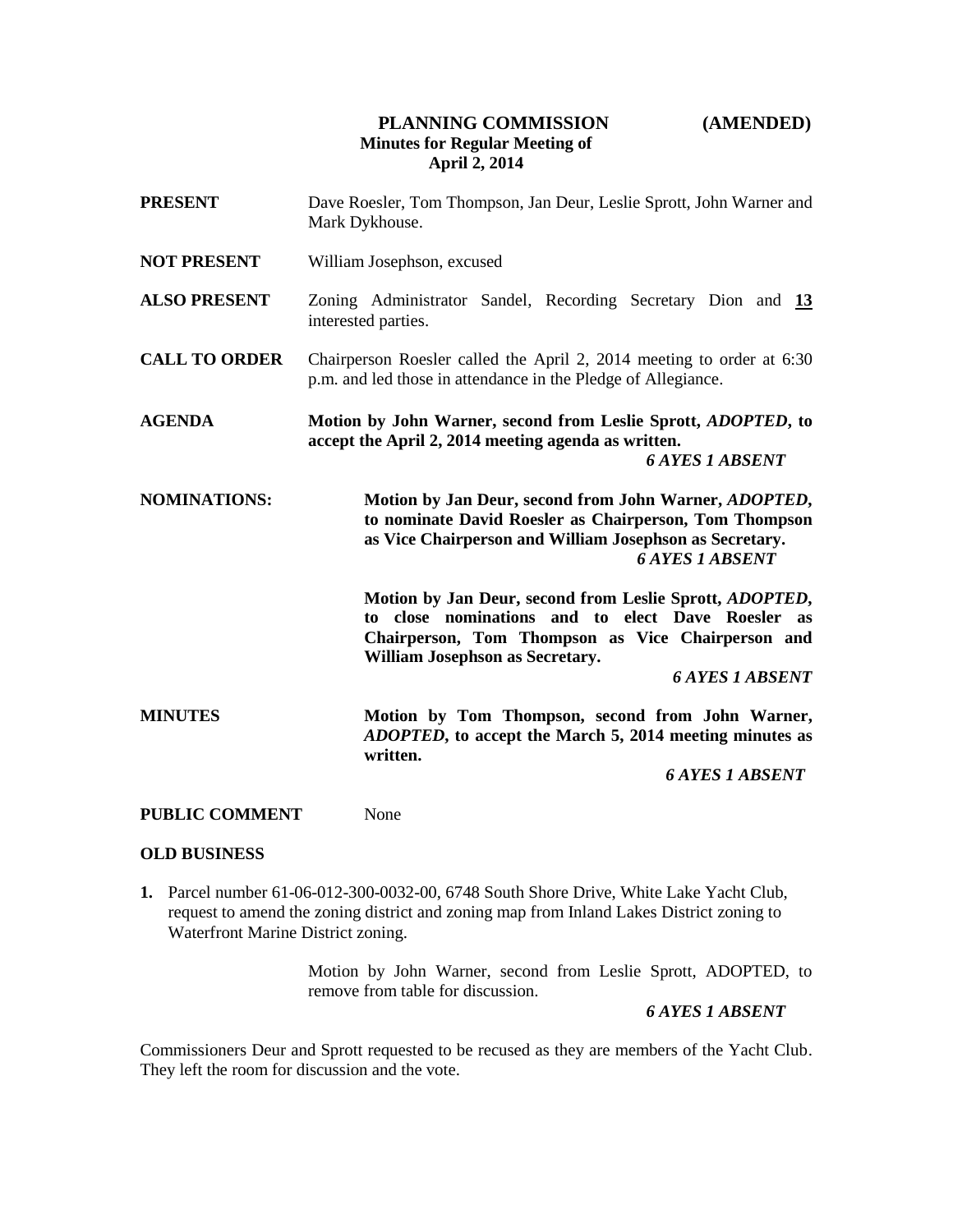# PLANNING COMMISSION (AMENDED)

**Minutes for Regular Meeting of April 2, 2014**

**PRESENT** Dave Roesler, Tom Thompson, Jan Deur, Leslie Sprott, John Warner and Mark Dykhouse.

**NOT PRESENT** William Josephson, excused

**ALSO PRESENT** Zoning Administrator Sandel, Recording Secretary Dion and **13** interested parties.

**CALL TO ORDER** Chairperson Roesler called the April 2, 2014 meeting to order at 6:30 p.m. and led those in attendance in the Pledge of Allegiance.

**AGENDA** **Motion by John Warner, second from Leslie Sprott, *ADOPTED*, to accept the April 2, 2014 meeting agenda as written.**

***6 AYES 1 ABSENT***

**NOMINATIONS:** **Motion by Jan Deur, second from John Warner, *ADOPTED*, to nominate David Roesler as Chairperson, Tom Thompson as Vice Chairperson and William Josephson as Secretary.**

***6 AYES 1 ABSENT***

**Motion by Jan Deur, second from Leslie Sprott, *ADOPTED*, to close nominations and to elect Dave Roesler as Chairperson, Tom Thompson as Vice Chairperson and William Josephson as Secretary.**

***6 AYES 1 ABSENT***

**MINUTES** **Motion by Tom Thompson, second from John Warner, *ADOPTED*, to accept the March 5, 2014 meeting minutes as written.**

***6 AYES 1 ABSENT***

**PUBLIC COMMENT** None

**OLD BUSINESS**

1. Parcel number 61-06-012-300-0032-00, 6748 South Shore Drive, White Lake Yacht Club, request to amend the zoning district and zoning map from Inland Lakes District zoning to Waterfront Marine District zoning.

Motion by John Warner, second from Leslie Sprott, ADOPTED, to remove from table for discussion.

***6 AYES 1 ABSENT***

Commissioners Deur and Sprott requested to be recused as they are members of the Yacht Club. They left the room for discussion and the vote.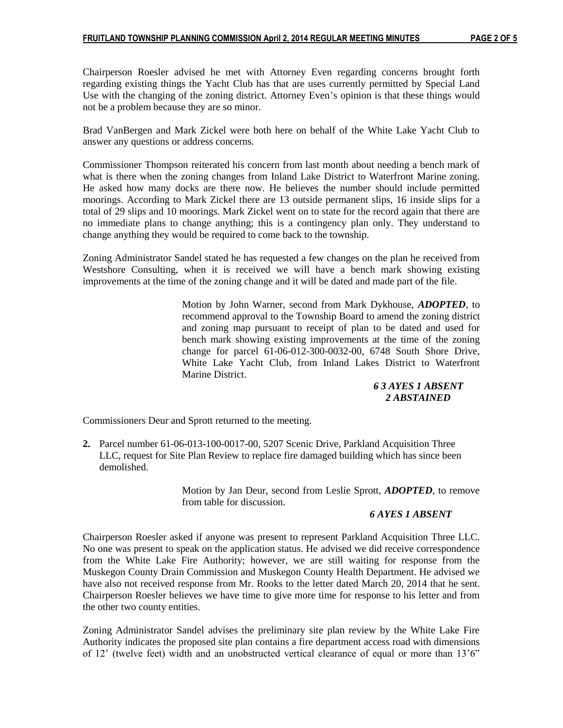Chairperson Roesler advised he met with Attorney Even regarding concerns brought forth regarding existing things the Yacht Club has that are uses currently permitted by Special Land Use with the changing of the zoning district. Attorney Even's opinion is that these things would not be a problem because they are so minor.

Brad VanBergen and Mark Zickel were both here on behalf of the White Lake Yacht Club to answer any questions or address concerns.

Commissioner Thompson reiterated his concern from last month about needing a bench mark of what is there when the zoning changes from Inland Lake District to Waterfront Marine zoning. He asked how many docks are there now. He believes the number should include permitted moorings. According to Mark Zickel there are 13 outside permanent slips, 16 inside slips for a total of 29 slips and 10 moorings. Mark Zickel went on to state for the record again that there are no immediate plans to change anything; this is a contingency plan only. They understand to change anything they would be required to come back to the township.

Zoning Administrator Sandel stated he has requested a few changes on the plan he received from Westshore Consulting, when it is received we will have a bench mark showing existing improvements at the time of the zoning change and it will be dated and made part of the file.

> Motion by John Warner, second from Mark Dykhouse, ***ADOPTED***, to recommend approval to the Township Board to amend the zoning district and zoning map pursuant to receipt of plan to be dated and used for bench mark showing existing improvements at the time of the zoning change for parcel 61-06-012-300-0032-00, 6748 South Shore Drive, White Lake Yacht Club, from Inland Lakes District to Waterfront Marine District.
>
> ***~~6~~ 3 AYES 1 ABSENT***
> ***2 ABSTAINED***

Commissioners Deur and Sprott returned to the meeting.

**2.** Parcel number 61-06-013-100-0017-00, 5207 Scenic Drive, Parkland Acquisition Three LLC, request for Site Plan Review to replace fire damaged building which has since been demolished.

> Motion by Jan Deur, second from Leslie Sprott, ***ADOPTED***, to remove from table for discussion.
>
> ***6 AYES 1 ABSENT***

Chairperson Roesler asked if anyone was present to represent Parkland Acquisition Three LLC. No one was present to speak on the application status. He advised we did receive correspondence from the White Lake Fire Authority; however, we are still waiting for response from the Muskegon County Drain Commission and Muskegon County Health Department. He advised we have also not received response from Mr. Rooks to the letter dated March 20, 2014 that he sent. Chairperson Roesler believes we have time to give more time for response to his letter and from the other two county entities.

Zoning Administrator Sandel advises the preliminary site plan review by the White Lake Fire Authority indicates the proposed site plan contains a fire department access road with dimensions of 12' (twelve feet) width and an unobstructed vertical clearance of equal or more than 13'6"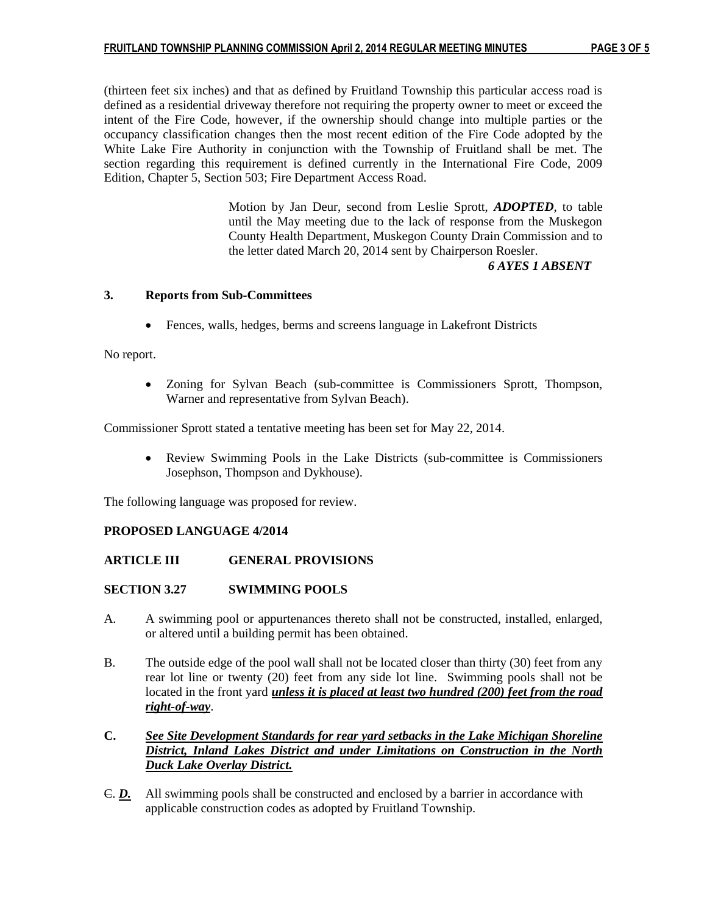(thirteen feet six inches) and that as defined by Fruitland Township this particular access road is defined as a residential driveway therefore not requiring the property owner to meet or exceed the intent of the Fire Code, however, if the ownership should change into multiple parties or the occupancy classification changes then the most recent edition of the Fire Code adopted by the White Lake Fire Authority in conjunction with the Township of Fruitland shall be met. The section regarding this requirement is defined currently in the International Fire Code, 2009 Edition, Chapter 5, Section 503; Fire Department Access Road.

> Motion by Jan Deur, second from Leslie Sprott, ***ADOPTED***, to table until the May meeting due to the lack of response from the Muskegon County Health Department, Muskegon County Drain Commission and to the letter dated March 20, 2014 sent by Chairperson Roesler.
>
> ***6 AYES 1 ABSENT***

**3. Reports from Sub-Committees**

- Fences, walls, hedges, berms and screens language in Lakefront Districts

No report.

- Zoning for Sylvan Beach (sub-committee is Commissioners Sprott, Thompson, Warner and representative from Sylvan Beach).

Commissioner Sprott stated a tentative meeting has been set for May 22, 2014.

- Review Swimming Pools in the Lake Districts (sub-committee is Commissioners Josephson, Thompson and Dykhouse).

The following language was proposed for review.

**PROPOSED LANGUAGE 4/2014**

**ARTICLE III GENERAL PROVISIONS**

**SECTION 3.27 SWIMMING POOLS**

A. A swimming pool or appurtenances thereto shall not be constructed, installed, enlarged, or altered until a building permit has been obtained.

B. The outside edge of the pool wall shall not be located closer than thirty (30) feet from any rear lot line or twenty (20) feet from any side lot line. Swimming pools shall not be located in the front yard <u>***unless it is placed at least two hundred (200) feet from the road right-of-way***</u>.

**C.** <u>***See Site Development Standards for rear yard setbacks in the Lake Michigan Shoreline District, Inland Lakes District and under Limitations on Construction in the North Duck Lake Overlay District.***</u>

~~C.~~ <u>***D.***</u> All swimming pools shall be constructed and enclosed by a barrier in accordance with applicable construction codes as adopted by Fruitland Township.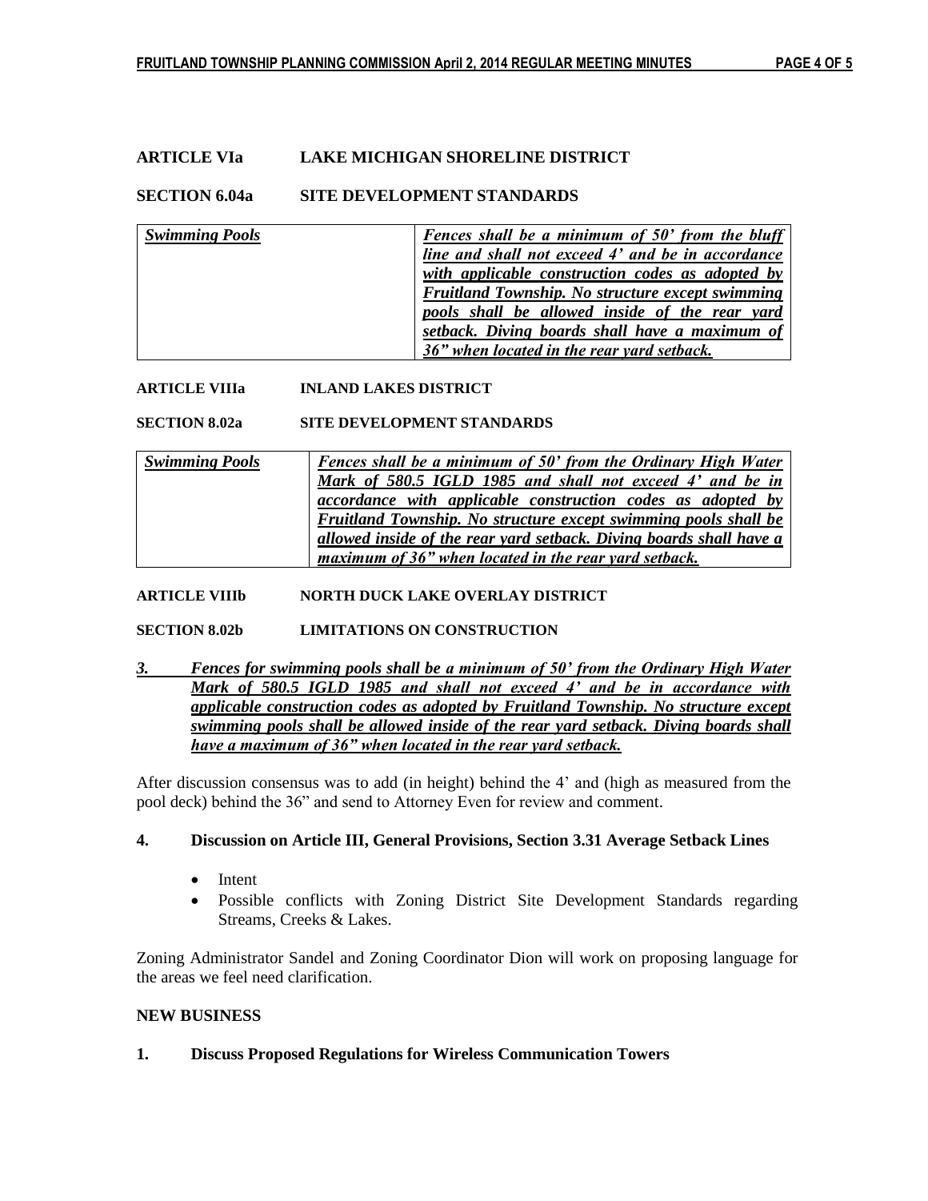**ARTICLE VIa LAKE MICHIGAN SHORELINE DISTRICT**

**SECTION 6.04a SITE DEVELOPMENT STANDARDS**

| *Swimming Pools* | *Fences shall be a minimum of 50' from the bluff line and shall not exceed 4' and be in accordance with applicable construction codes as adopted by Fruitland Township. No structure except swimming pools shall be allowed inside of the rear yard setback. Diving boards shall have a maximum of 36" when located in the rear yard setback.* |
|---|---|

**ARTICLE VIIIa INLAND LAKES DISTRICT**

**SECTION 8.02a SITE DEVELOPMENT STANDARDS**

| *Swimming Pools* | *Fences shall be a minimum of 50' from the Ordinary High Water Mark of 580.5 IGLD 1985 and shall not exceed 4' and be in accordance with applicable construction codes as adopted by Fruitland Township. No structure except swimming pools shall be allowed inside of the rear yard setback. Diving boards shall have a maximum of 36" when located in the rear yard setback.* |
|---|---|

**ARTICLE VIIIb NORTH DUCK LAKE OVERLAY DISTRICT**

**SECTION 8.02b LIMITATIONS ON CONSTRUCTION**

*3. Fences for swimming pools shall be a minimum of 50' from the Ordinary High Water Mark of 580.5 IGLD 1985 and shall not exceed 4' and be in accordance with applicable construction codes as adopted by Fruitland Township. No structure except swimming pools shall be allowed inside of the rear yard setback. Diving boards shall have a maximum of 36" when located in the rear yard setback.*

After discussion consensus was to add (in height) behind the 4' and (high as measured from the pool deck) behind the 36" and send to Attorney Even for review and comment.

**4. Discussion on Article III, General Provisions, Section 3.31 Average Setback Lines**

- Intent
- Possible conflicts with Zoning District Site Development Standards regarding Streams, Creeks & Lakes.

Zoning Administrator Sandel and Zoning Coordinator Dion will work on proposing language for the areas we feel need clarification.

**NEW BUSINESS**

**1. Discuss Proposed Regulations for Wireless Communication Towers**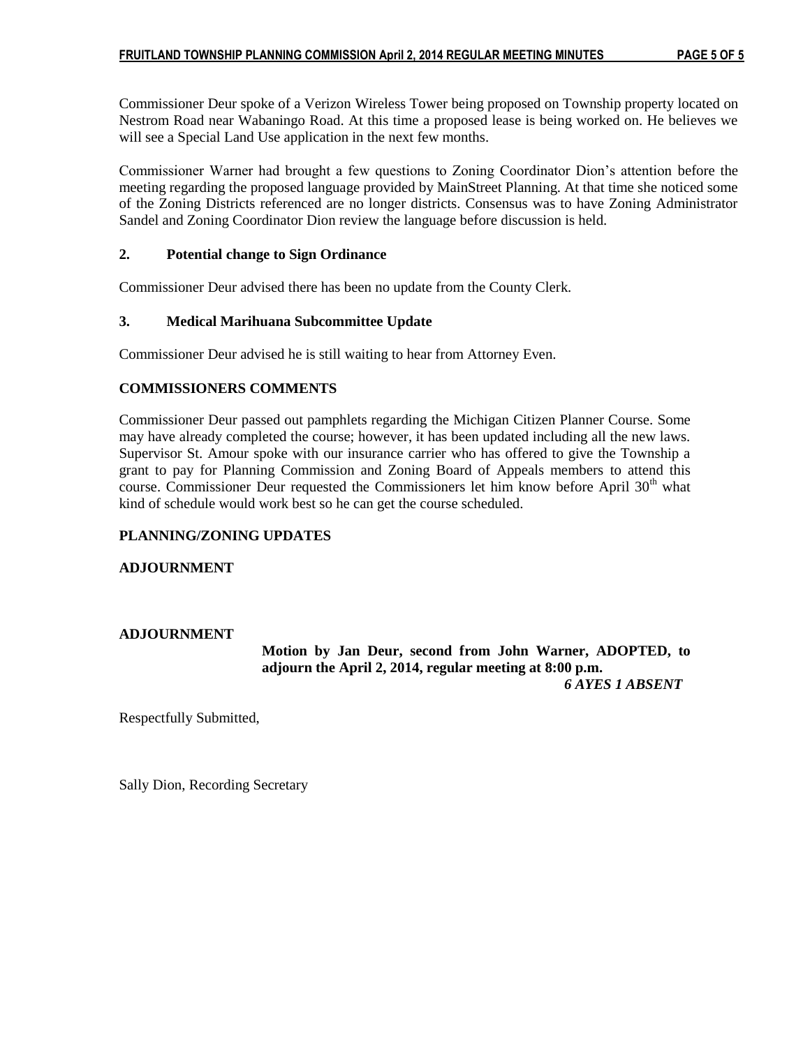Commissioner Deur spoke of a Verizon Wireless Tower being proposed on Township property located on Nestrom Road near Wabaningo Road. At this time a proposed lease is being worked on. He believes we will see a Special Land Use application in the next few months.

Commissioner Warner had brought a few questions to Zoning Coordinator Dion's attention before the meeting regarding the proposed language provided by MainStreet Planning. At that time she noticed some of the Zoning Districts referenced are no longer districts. Consensus was to have Zoning Administrator Sandel and Zoning Coordinator Dion review the language before discussion is held.

### 2. Potential change to Sign Ordinance

Commissioner Deur advised there has been no update from the County Clerk.

### 3. Medical Marihuana Subcommittee Update

Commissioner Deur advised he is still waiting to hear from Attorney Even.

## COMMISSIONERS COMMENTS

Commissioner Deur passed out pamphlets regarding the Michigan Citizen Planner Course. Some may have already completed the course; however, it has been updated including all the new laws. Supervisor St. Amour spoke with our insurance carrier who has offered to give the Township a grant to pay for Planning Commission and Zoning Board of Appeals members to attend this course. Commissioner Deur requested the Commissioners let him know before April 30th what kind of schedule would work best so he can get the course scheduled.

## PLANNING/ZONING UPDATES

## ADJOURNMENT

## ADJOURNMENT

**Motion by Jan Deur, second from John Warner, ADOPTED, to adjourn the April 2, 2014, regular meeting at 8:00 p.m.**

***6 AYES 1 ABSENT***

Respectfully Submitted,

Sally Dion, Recording Secretary